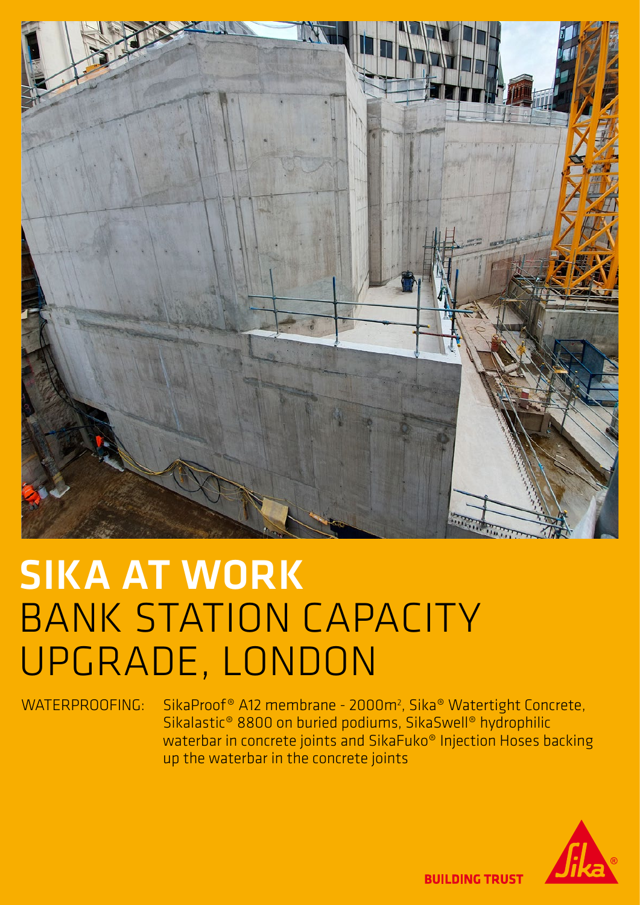# SIKA AT WORK
# BANK STATION CAPACITY UPGRADE, LONDON

WATERPROOFING: SikaProof® A12 membrane - 2000m², Sika® Watertight Concrete, Sikalastic® 8800 on buried podiums, SikaSwell® hydrophilic waterbar in concrete joints and SikaFuko® Injection Hoses backing up the waterbar in the concrete joints

BUILDING TRUST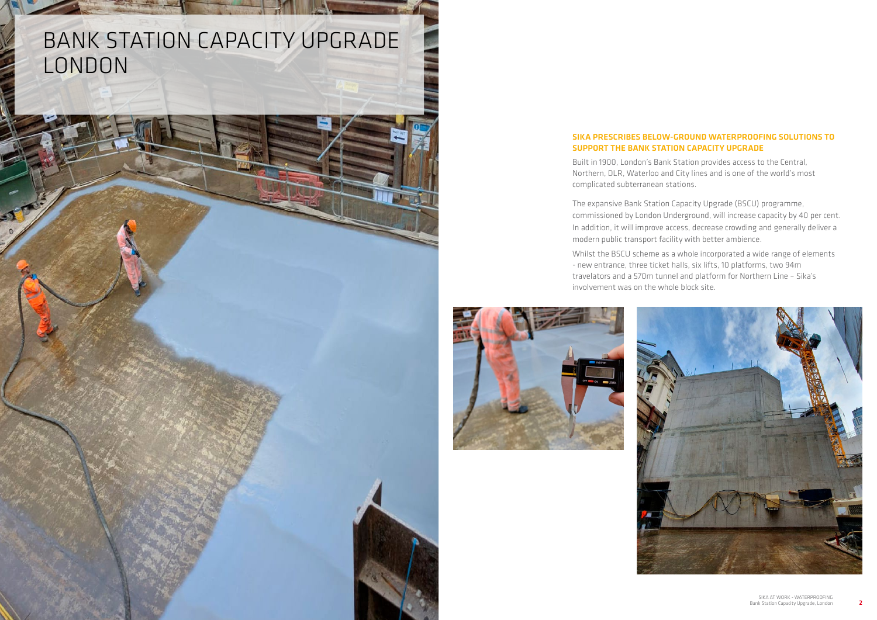# BANK STATION CAPACITY UPGRADE LONDON

## SIKA PRESCRIBES BELOW-GROUND WATERPROOFING SOLUTIONS TO SUPPORT THE BANK STATION CAPACITY UPGRADE

Built in 1900, London's Bank Station provides access to the Central, Northern, DLR, Waterloo and City lines and is one of the world's most complicated subterranean stations.

The expansive Bank Station Capacity Upgrade (BSCU) programme, commissioned by London Underground, will increase capacity by 40 per cent. In addition, it will improve access, decrease crowding and generally deliver a modern public transport facility with better ambience.

Whilst the BSCU scheme as a whole incorporated a wide range of elements - new entrance, three ticket halls, six lifts, 10 platforms, two 94m travelators and a 570m tunnel and platform for Northern Line – Sika's involvement was on the whole block site.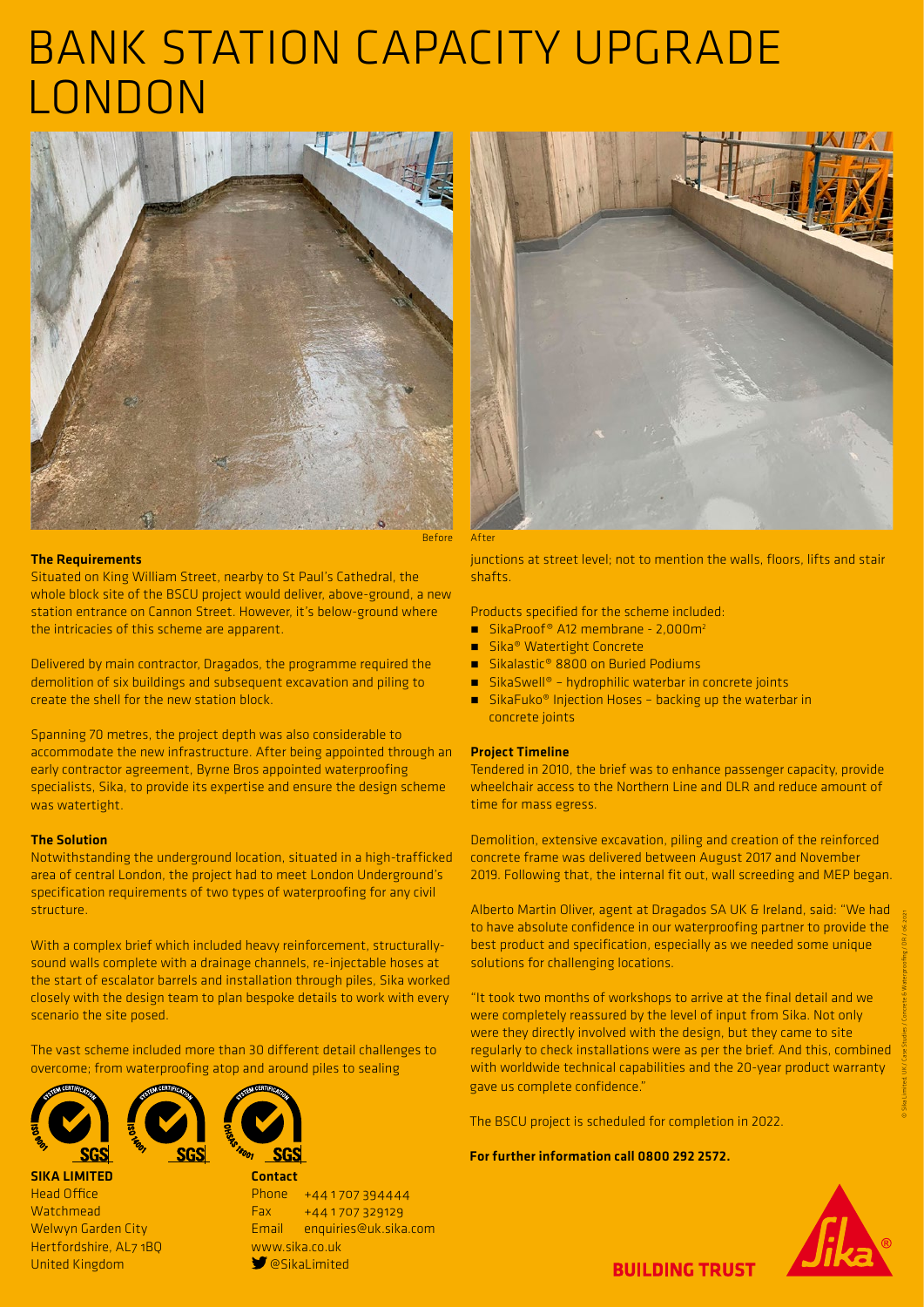# BANK STATION CAPACITY UPGRADE LONDON

Before

After

### The Requirements

Situated on King William Street, nearby to St Paul's Cathedral, the whole block site of the BSCU project would deliver, above-ground, a new station entrance on Cannon Street. However, it's below-ground where the intricacies of this scheme are apparent.

Delivered by main contractor, Dragados, the programme required the demolition of six buildings and subsequent excavation and piling to create the shell for the new station block.

Spanning 70 metres, the project depth was also considerable to accommodate the new infrastructure. After being appointed through an early contractor agreement, Byrne Bros appointed waterproofing specialists, Sika, to provide its expertise and ensure the design scheme was watertight.

### The Solution

Notwithstanding the underground location, situated in a high-trafficked area of central London, the project had to meet London Underground's specification requirements of two types of waterproofing for any civil structure.

With a complex brief which included heavy reinforcement, structurally-sound walls complete with a drainage channels, re-injectable hoses at the start of escalator barrels and installation through piles, Sika worked closely with the design team to plan bespoke details to work with every scenario the site posed.

The vast scheme included more than 30 different detail challenges to overcome; from waterproofing atop and around piles to sealing junctions at street level; not to mention the walls, floors, lifts and stair shafts.

Products specified for the scheme included:

- SikaProof® A12 membrane - 2,000m$^2$
- Sika® Watertight Concrete
- Sikalastic® 8800 on Buried Podiums
- SikaSwell® – hydrophilic waterbar in concrete joints
- SikaFuko® Injection Hoses – backing up the waterbar in concrete joints

### Project Timeline

Tendered in 2010, the brief was to enhance passenger capacity, provide wheelchair access to the Northern Line and DLR and reduce amount of time for mass egress.

Demolition, extensive excavation, piling and creation of the reinforced concrete frame was delivered between August 2017 and November 2019. Following that, the internal fit out, wall screeding and MEP began.

Alberto Martin Oliver, agent at Dragados SA UK & Ireland, said: "We had to have absolute confidence in our waterproofing partner to provide the best product and specification, especially as we needed some unique solutions for challenging locations.

"It took two months of workshops to arrive at the final detail and we were completely reassured by the level of input from Sika. Not only were they directly involved with the design, but they came to site regularly to check installations were as per the brief. And this, combined with worldwide technical capabilities and the 20-year product warranty gave us complete confidence."

The BSCU project is scheduled for completion in 2022.

**For further information call 0800 292 2572.**

ISO 9001 SGS · ISO 14001 SGS · OHSAS 18001 SGS

**SIKA LIMITED**
Head Office
Watchmead
Welwyn Garden City
Hertfordshire, AL7 1BQ
United Kingdom

**Contact**
Phone +44 1707 394444
Fax +44 1707 329129
Email enquiries@uk.sika.com
www.sika.co.uk
@SikaLimited

**BUILDING TRUST**